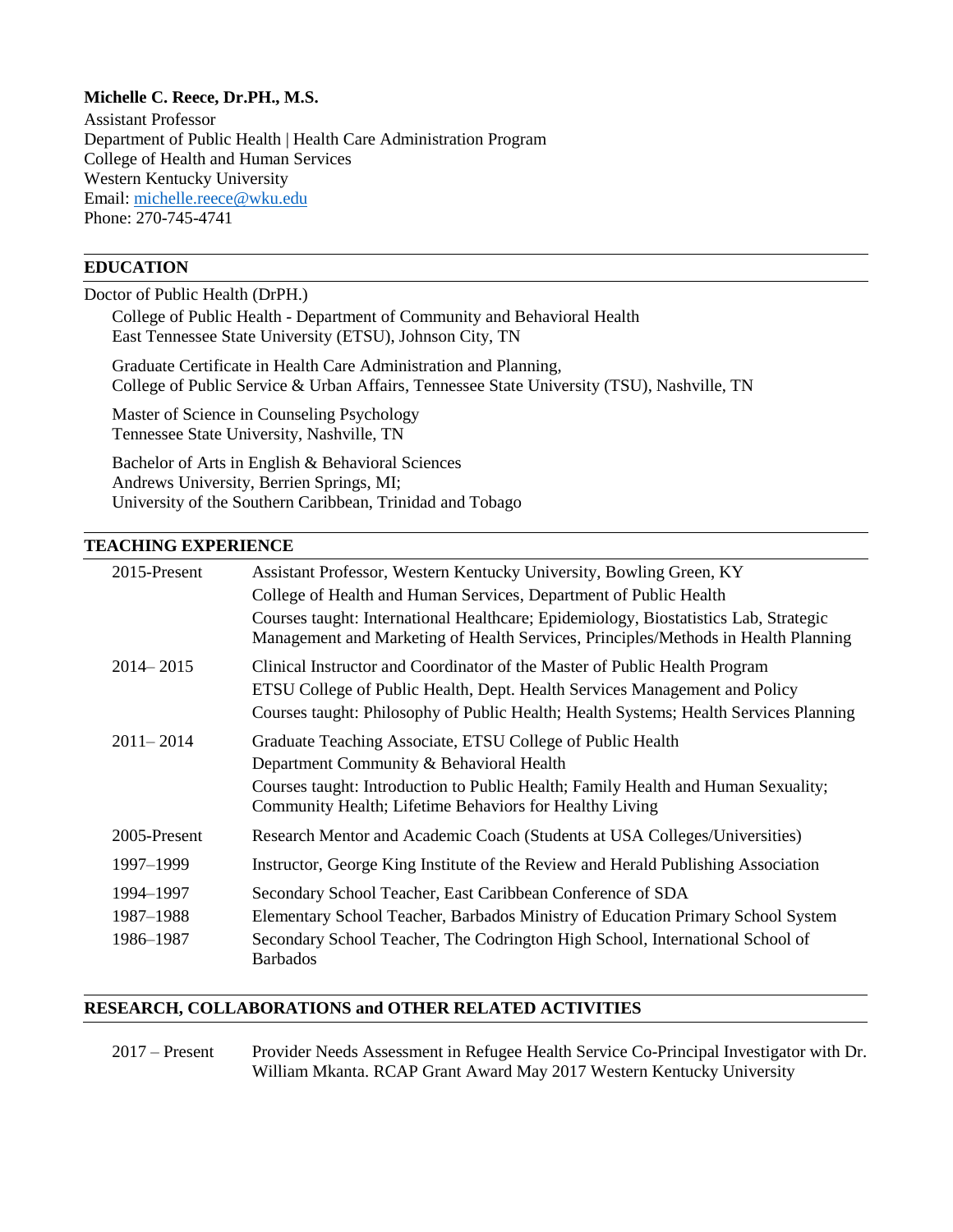**Michelle C. Reece, Dr.PH., M.S.**
Assistant Professor
Department of Public Health | Health Care Administration Program
College of Health and Human Services
Western Kentucky University
Email: michelle.reece@wku.edu
Phone: 270-745-4741

## EDUCATION

Doctor of Public Health (DrPH.)
College of Public Health - Department of Community and Behavioral Health
East Tennessee State University (ETSU), Johnson City, TN

Graduate Certificate in Health Care Administration and Planning,
College of Public Service & Urban Affairs, Tennessee State University (TSU), Nashville, TN

Master of Science in Counseling Psychology
Tennessee State University, Nashville, TN

Bachelor of Arts in English & Behavioral Sciences
Andrews University, Berrien Springs, MI;
University of the Southern Caribbean, Trinidad and Tobago

## TEACHING EXPERIENCE

| | |
|---|---|
| 2015-Present | Assistant Professor, Western Kentucky University, Bowling Green, KY<br>College of Health and Human Services, Department of Public Health<br>Courses taught: International Healthcare; Epidemiology, Biostatistics Lab, Strategic Management and Marketing of Health Services, Principles/Methods in Health Planning |
| 2014– 2015 | Clinical Instructor and Coordinator of the Master of Public Health Program<br>ETSU College of Public Health, Dept. Health Services Management and Policy<br>Courses taught: Philosophy of Public Health; Health Systems; Health Services Planning |
| 2011– 2014 | Graduate Teaching Associate, ETSU College of Public Health<br>Department Community & Behavioral Health<br>Courses taught: Introduction to Public Health; Family Health and Human Sexuality; Community Health; Lifetime Behaviors for Healthy Living |
| 2005-Present | Research Mentor and Academic Coach (Students at USA Colleges/Universities) |
| 1997–1999 | Instructor, George King Institute of the Review and Herald Publishing Association |
| 1994–1997 | Secondary School Teacher, East Caribbean Conference of SDA |
| 1987–1988 | Elementary School Teacher, Barbados Ministry of Education Primary School System |
| 1986–1987 | Secondary School Teacher, The Codrington High School, International School of Barbados |

## RESEARCH, COLLABORATIONS and OTHER RELATED ACTIVITIES

| | |
|---|---|
| 2017 – Present | Provider Needs Assessment in Refugee Health Service Co-Principal Investigator with Dr. William Mkanta. RCAP Grant Award May 2017 Western Kentucky University |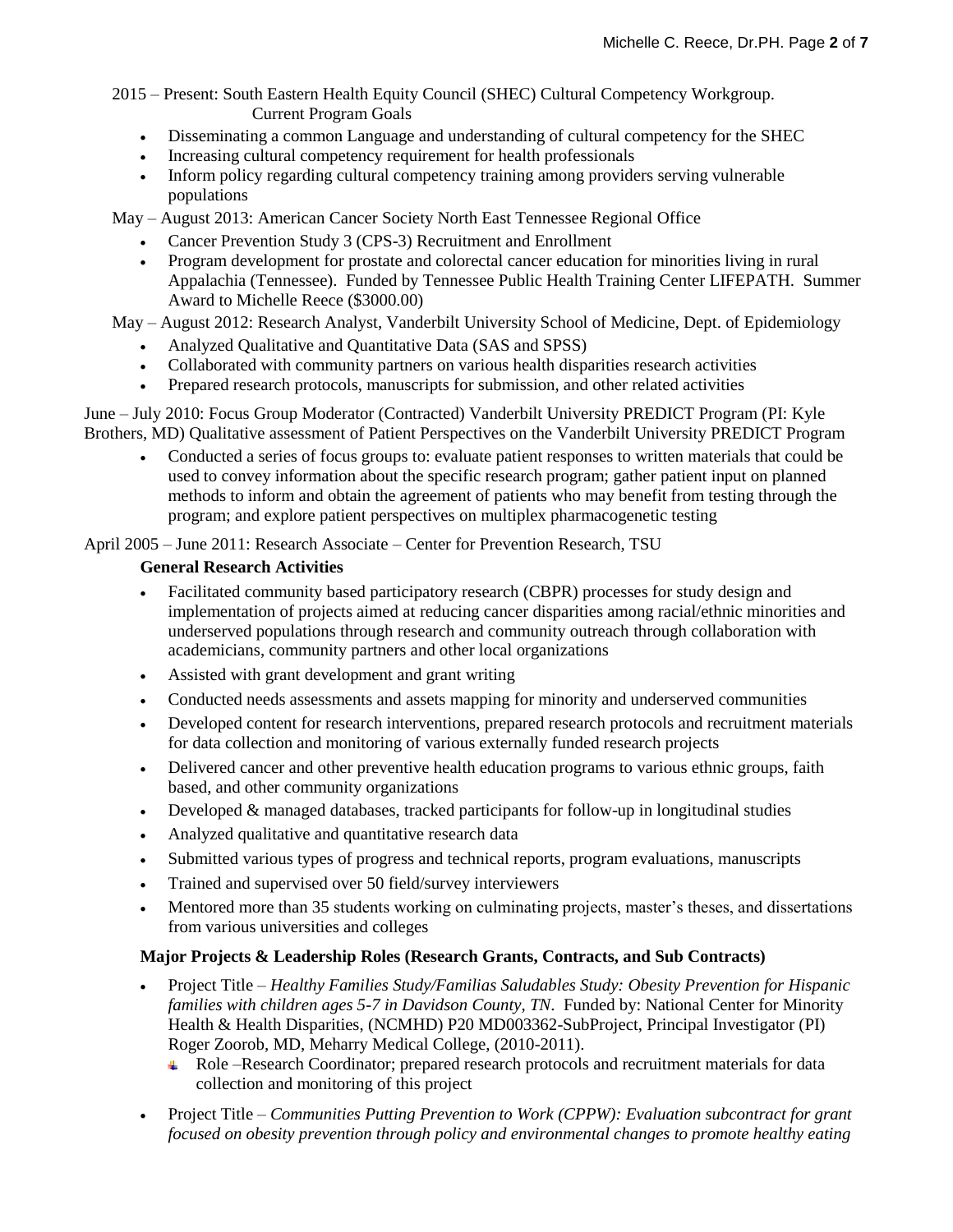2015 – Present: South Eastern Health Equity Council (SHEC) Cultural Competency Workgroup.
Current Program Goals

- Disseminating a common Language and understanding of cultural competency for the SHEC
- Increasing cultural competency requirement for health professionals
- Inform policy regarding cultural competency training among providers serving vulnerable populations

May – August 2013: American Cancer Society North East Tennessee Regional Office

- Cancer Prevention Study 3 (CPS-3) Recruitment and Enrollment
- Program development for prostate and colorectal cancer education for minorities living in rural Appalachia (Tennessee). Funded by Tennessee Public Health Training Center LIFEPATH. Summer Award to Michelle Reece ($3000.00)

May – August 2012: Research Analyst, Vanderbilt University School of Medicine, Dept. of Epidemiology

- Analyzed Qualitative and Quantitative Data (SAS and SPSS)
- Collaborated with community partners on various health disparities research activities
- Prepared research protocols, manuscripts for submission, and other related activities

June – July 2010: Focus Group Moderator (Contracted) Vanderbilt University PREDICT Program (PI: Kyle Brothers, MD) Qualitative assessment of Patient Perspectives on the Vanderbilt University PREDICT Program

- Conducted a series of focus groups to: evaluate patient responses to written materials that could be used to convey information about the specific research program; gather patient input on planned methods to inform and obtain the agreement of patients who may benefit from testing through the program; and explore patient perspectives on multiplex pharmacogenetic testing

April 2005 – June 2011: Research Associate – Center for Prevention Research, TSU

**General Research Activities**

- Facilitated community based participatory research (CBPR) processes for study design and implementation of projects aimed at reducing cancer disparities among racial/ethnic minorities and underserved populations through research and community outreach through collaboration with academicians, community partners and other local organizations
- Assisted with grant development and grant writing
- Conducted needs assessments and assets mapping for minority and underserved communities
- Developed content for research interventions, prepared research protocols and recruitment materials for data collection and monitoring of various externally funded research projects
- Delivered cancer and other preventive health education programs to various ethnic groups, faith based, and other community organizations
- Developed & managed databases, tracked participants for follow-up in longitudinal studies
- Analyzed qualitative and quantitative research data
- Submitted various types of progress and technical reports, program evaluations, manuscripts
- Trained and supervised over 50 field/survey interviewers
- Mentored more than 35 students working on culminating projects, master's theses, and dissertations from various universities and colleges

**Major Projects & Leadership Roles (Research Grants, Contracts, and Sub Contracts)**

- Project Title – *Healthy Families Study/Familias Saludables Study: Obesity Prevention for Hispanic families with children ages 5-7 in Davidson County, TN*. Funded by: National Center for Minority Health & Health Disparities, (NCMHD) P20 MD003362-SubProject, Principal Investigator (PI) Roger Zoorob, MD, Meharry Medical College, (2010-2011).
  - Role –Research Coordinator; prepared research protocols and recruitment materials for data collection and monitoring of this project
- Project Title – *Communities Putting Prevention to Work (CPPW): Evaluation subcontract for grant focused on obesity prevention through policy and environmental changes to promote healthy eating*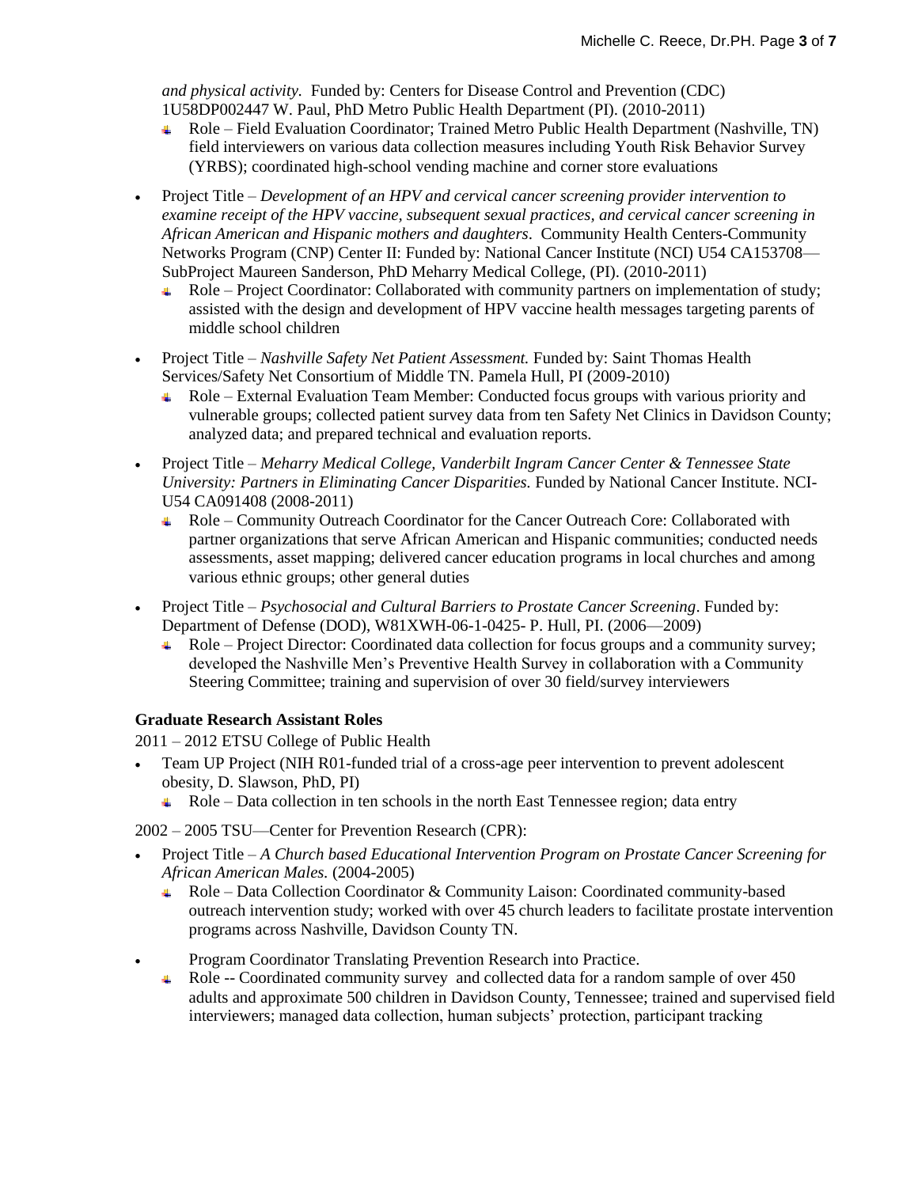*and physical activity.* Funded by: Centers for Disease Control and Prevention (CDC) 1U58DP002447 W. Paul, PhD Metro Public Health Department (PI). (2010-2011)
  - Role – Field Evaluation Coordinator; Trained Metro Public Health Department (Nashville, TN) field interviewers on various data collection measures including Youth Risk Behavior Survey (YRBS); coordinated high-school vending machine and corner store evaluations

- Project Title – *Development of an HPV and cervical cancer screening provider intervention to examine receipt of the HPV vaccine, subsequent sexual practices, and cervical cancer screening in African American and Hispanic mothers and daughters*. Community Health Centers-Community Networks Program (CNP) Center II: Funded by: National Cancer Institute (NCI) U54 CA153708—SubProject Maureen Sanderson, PhD Meharry Medical College, (PI). (2010-2011)
  - Role – Project Coordinator: Collaborated with community partners on implementation of study; assisted with the design and development of HPV vaccine health messages targeting parents of middle school children

- Project Title – *Nashville Safety Net Patient Assessment.* Funded by: Saint Thomas Health Services/Safety Net Consortium of Middle TN. Pamela Hull, PI (2009-2010)
  - Role – External Evaluation Team Member: Conducted focus groups with various priority and vulnerable groups; collected patient survey data from ten Safety Net Clinics in Davidson County; analyzed data; and prepared technical and evaluation reports.

- Project Title – *Meharry Medical College, Vanderbilt Ingram Cancer Center & Tennessee State University: Partners in Eliminating Cancer Disparities.* Funded by National Cancer Institute. NCI-U54 CA091408 (2008-2011)
  - Role – Community Outreach Coordinator for the Cancer Outreach Core: Collaborated with partner organizations that serve African American and Hispanic communities; conducted needs assessments, asset mapping; delivered cancer education programs in local churches and among various ethnic groups; other general duties

- Project Title – *Psychosocial and Cultural Barriers to Prostate Cancer Screening*. Funded by: Department of Defense (DOD), W81XWH-06-1-0425- P. Hull, PI. (2006—2009)
  - Role – Project Director: Coordinated data collection for focus groups and a community survey; developed the Nashville Men's Preventive Health Survey in collaboration with a Community Steering Committee; training and supervision of over 30 field/survey interviewers

**Graduate Research Assistant Roles**

2011 – 2012 ETSU College of Public Health

- Team UP Project (NIH R01-funded trial of a cross-age peer intervention to prevent adolescent obesity, D. Slawson, PhD, PI)
  - Role – Data collection in ten schools in the north East Tennessee region; data entry

2002 – 2005 TSU—Center for Prevention Research (CPR):

- Project Title – *A Church based Educational Intervention Program on Prostate Cancer Screening for African American Males.* (2004-2005)
  - Role – Data Collection Coordinator & Community Laison: Coordinated community-based outreach intervention study; worked with over 45 church leaders to facilitate prostate intervention programs across Nashville, Davidson County TN.

- Program Coordinator Translating Prevention Research into Practice.
  - Role -- Coordinated community survey and collected data for a random sample of over 450 adults and approximate 500 children in Davidson County, Tennessee; trained and supervised field interviewers; managed data collection, human subjects' protection, participant tracking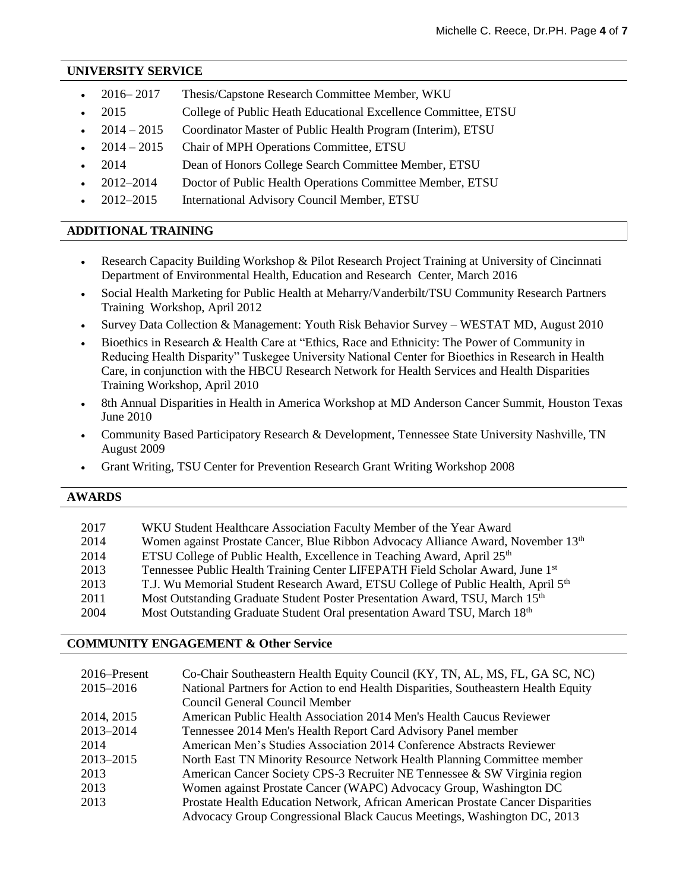## UNIVERSITY SERVICE

- 2016– 2017 Thesis/Capstone Research Committee Member, WKU
- 2015 College of Public Heath Educational Excellence Committee, ETSU
- 2014 – 2015 Coordinator Master of Public Health Program (Interim), ETSU
- 2014 – 2015 Chair of MPH Operations Committee, ETSU
- 2014 Dean of Honors College Search Committee Member, ETSU
- 2012–2014 Doctor of Public Health Operations Committee Member, ETSU
- 2012–2015 International Advisory Council Member, ETSU

## ADDITIONAL TRAINING

- Research Capacity Building Workshop & Pilot Research Project Training at University of Cincinnati Department of Environmental Health, Education and Research Center, March 2016
- Social Health Marketing for Public Health at Meharry/Vanderbilt/TSU Community Research Partners Training Workshop, April 2012
- Survey Data Collection & Management: Youth Risk Behavior Survey – WESTAT MD, August 2010
- Bioethics in Research & Health Care at "Ethics, Race and Ethnicity: The Power of Community in Reducing Health Disparity" Tuskegee University National Center for Bioethics in Research in Health Care, in conjunction with the HBCU Research Network for Health Services and Health Disparities Training Workshop, April 2010
- 8th Annual Disparities in Health in America Workshop at MD Anderson Cancer Summit, Houston Texas June 2010
- Community Based Participatory Research & Development, Tennessee State University Nashville, TN August 2009
- Grant Writing, TSU Center for Prevention Research Grant Writing Workshop 2008

## AWARDS

| | |
|---|---|
| 2017 | WKU Student Healthcare Association Faculty Member of the Year Award |
| 2014 | Women against Prostate Cancer, Blue Ribbon Advocacy Alliance Award, November 13th |
| 2014 | ETSU College of Public Health, Excellence in Teaching Award, April 25th |
| 2013 | Tennessee Public Health Training Center LIFEPATH Field Scholar Award, June 1st |
| 2013 | T.J. Wu Memorial Student Research Award, ETSU College of Public Health, April 5th |
| 2011 | Most Outstanding Graduate Student Poster Presentation Award, TSU, March 15th |
| 2004 | Most Outstanding Graduate Student Oral presentation Award TSU, March 18th |

## COMMUNITY ENGAGEMENT & Other Service

| | |
|---|---|
| 2016–Present | Co-Chair Southeastern Health Equity Council (KY, TN, AL, MS, FL, GA SC, NC) |
| 2015–2016 | National Partners for Action to end Health Disparities, Southeastern Health Equity Council General Council Member |
| 2014, 2015 | American Public Health Association 2014 Men's Health Caucus Reviewer |
| 2013–2014 | Tennessee 2014 Men's Health Report Card Advisory Panel member |
| 2014 | American Men's Studies Association 2014 Conference Abstracts Reviewer |
| 2013–2015 | North East TN Minority Resource Network Health Planning Committee member |
| 2013 | American Cancer Society CPS-3 Recruiter NE Tennessee & SW Virginia region |
| 2013 | Women against Prostate Cancer (WAPC) Advocacy Group, Washington DC |
| 2013 | Prostate Health Education Network, African American Prostate Cancer Disparities Advocacy Group Congressional Black Caucus Meetings, Washington DC, 2013 |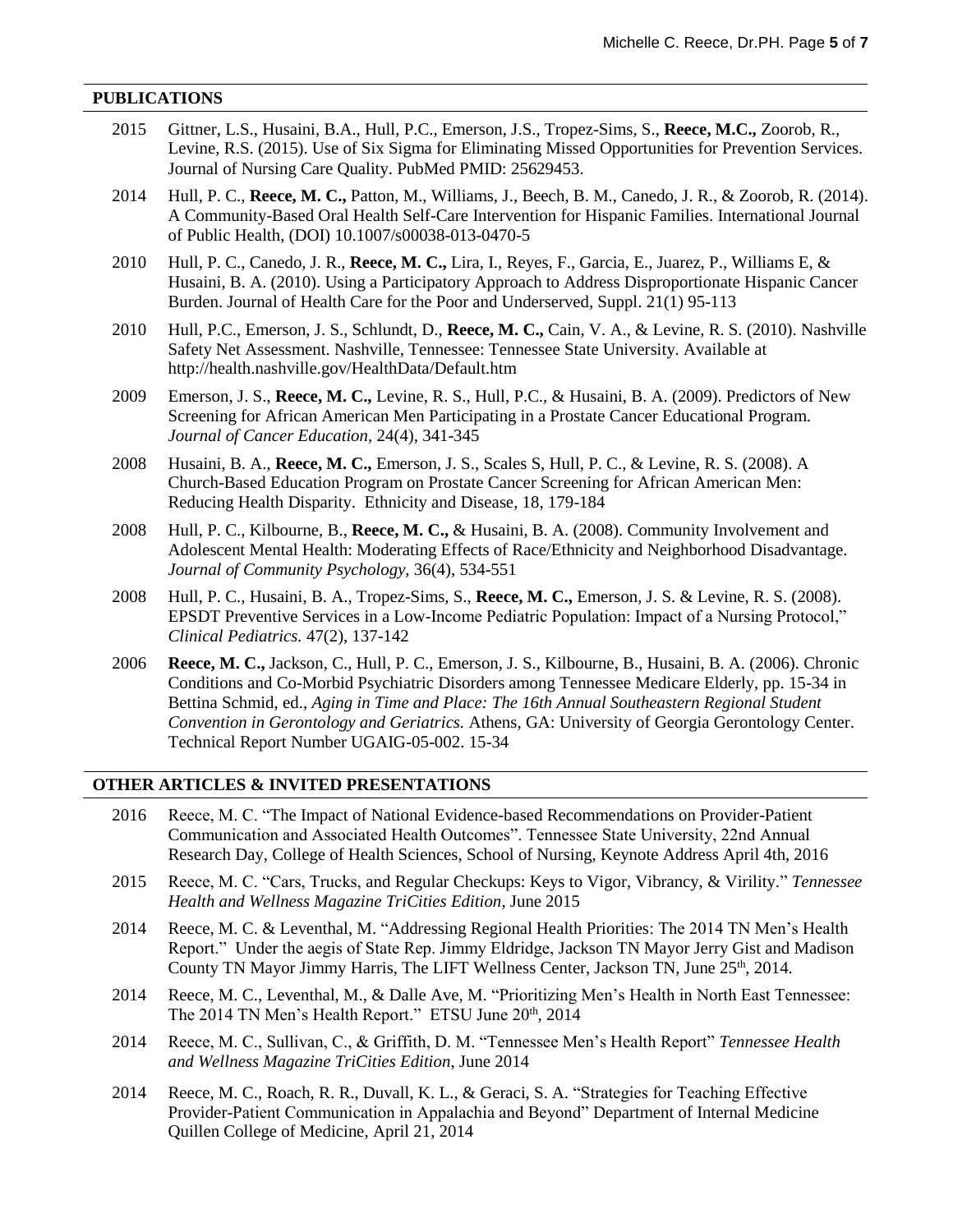## PUBLICATIONS

2015 Gittner, L.S., Husaini, B.A., Hull, P.C., Emerson, J.S., Tropez-Sims, S., **Reece, M.C.,** Zoorob, R., Levine, R.S. (2015). Use of Six Sigma for Eliminating Missed Opportunities for Prevention Services. Journal of Nursing Care Quality. PubMed PMID: 25629453.

2014 Hull, P. C., **Reece, M. C.,** Patton, M., Williams, J., Beech, B. M., Canedo, J. R., & Zoorob, R. (2014). A Community-Based Oral Health Self-Care Intervention for Hispanic Families. International Journal of Public Health, (DOI) 10.1007/s00038-013-0470-5

2010 Hull, P. C., Canedo, J. R., **Reece, M. C.,** Lira, I., Reyes, F., Garcia, E., Juarez, P., Williams E, & Husaini, B. A. (2010). Using a Participatory Approach to Address Disproportionate Hispanic Cancer Burden. Journal of Health Care for the Poor and Underserved, Suppl. 21(1) 95-113

2010 Hull, P.C., Emerson, J. S., Schlundt, D., **Reece, M. C.,** Cain, V. A., & Levine, R. S. (2010). Nashville Safety Net Assessment. Nashville, Tennessee: Tennessee State University. Available at http://health.nashville.gov/HealthData/Default.htm

2009 Emerson, J. S., **Reece, M. C.,** Levine, R. S., Hull, P.C., & Husaini, B. A. (2009). Predictors of New Screening for African American Men Participating in a Prostate Cancer Educational Program. *Journal of Cancer Education,* 24(4), 341-345

2008 Husaini, B. A., **Reece, M. C.,** Emerson, J. S., Scales S, Hull, P. C., & Levine, R. S. (2008). A Church-Based Education Program on Prostate Cancer Screening for African American Men: Reducing Health Disparity. Ethnicity and Disease, 18, 179-184

2008 Hull, P. C., Kilbourne, B., **Reece, M. C.,** & Husaini, B. A. (2008). Community Involvement and Adolescent Mental Health: Moderating Effects of Race/Ethnicity and Neighborhood Disadvantage. *Journal of Community Psychology,* 36(4), 534-551

2008 Hull, P. C., Husaini, B. A., Tropez-Sims, S., **Reece, M. C.,** Emerson, J. S. & Levine, R. S. (2008). EPSDT Preventive Services in a Low-Income Pediatric Population: Impact of a Nursing Protocol," *Clinical Pediatrics.* 47(2), 137-142

2006 **Reece, M. C.,** Jackson, C., Hull, P. C., Emerson, J. S., Kilbourne, B., Husaini, B. A. (2006). Chronic Conditions and Co-Morbid Psychiatric Disorders among Tennessee Medicare Elderly, pp. 15-34 in Bettina Schmid, ed., *Aging in Time and Place: The 16th Annual Southeastern Regional Student Convention in Gerontology and Geriatrics.* Athens, GA: University of Georgia Gerontology Center. Technical Report Number UGAIG-05-002. 15-34

## OTHER ARTICLES & INVITED PRESENTATIONS

2016 Reece, M. C. "The Impact of National Evidence-based Recommendations on Provider-Patient Communication and Associated Health Outcomes". Tennessee State University, 22nd Annual Research Day, College of Health Sciences, School of Nursing, Keynote Address April 4th, 2016

2015 Reece, M. C. "Cars, Trucks, and Regular Checkups: Keys to Vigor, Vibrancy, & Virility." *Tennessee Health and Wellness Magazine TriCities Edition*, June 2015

2014 Reece, M. C. & Leventhal, M. "Addressing Regional Health Priorities: The 2014 TN Men's Health Report." Under the aegis of State Rep. Jimmy Eldridge, Jackson TN Mayor Jerry Gist and Madison County TN Mayor Jimmy Harris, The LIFT Wellness Center, Jackson TN, June 25th, 2014.

2014 Reece, M. C., Leventhal, M., & Dalle Ave, M. "Prioritizing Men's Health in North East Tennessee: The 2014 TN Men's Health Report." ETSU June 20th, 2014

2014 Reece, M. C., Sullivan, C., & Griffith, D. M. "Tennessee Men's Health Report" *Tennessee Health and Wellness Magazine TriCities Edition*, June 2014

2014 Reece, M. C., Roach, R. R., Duvall, K. L., & Geraci, S. A. "Strategies for Teaching Effective Provider-Patient Communication in Appalachia and Beyond" Department of Internal Medicine Quillen College of Medicine, April 21, 2014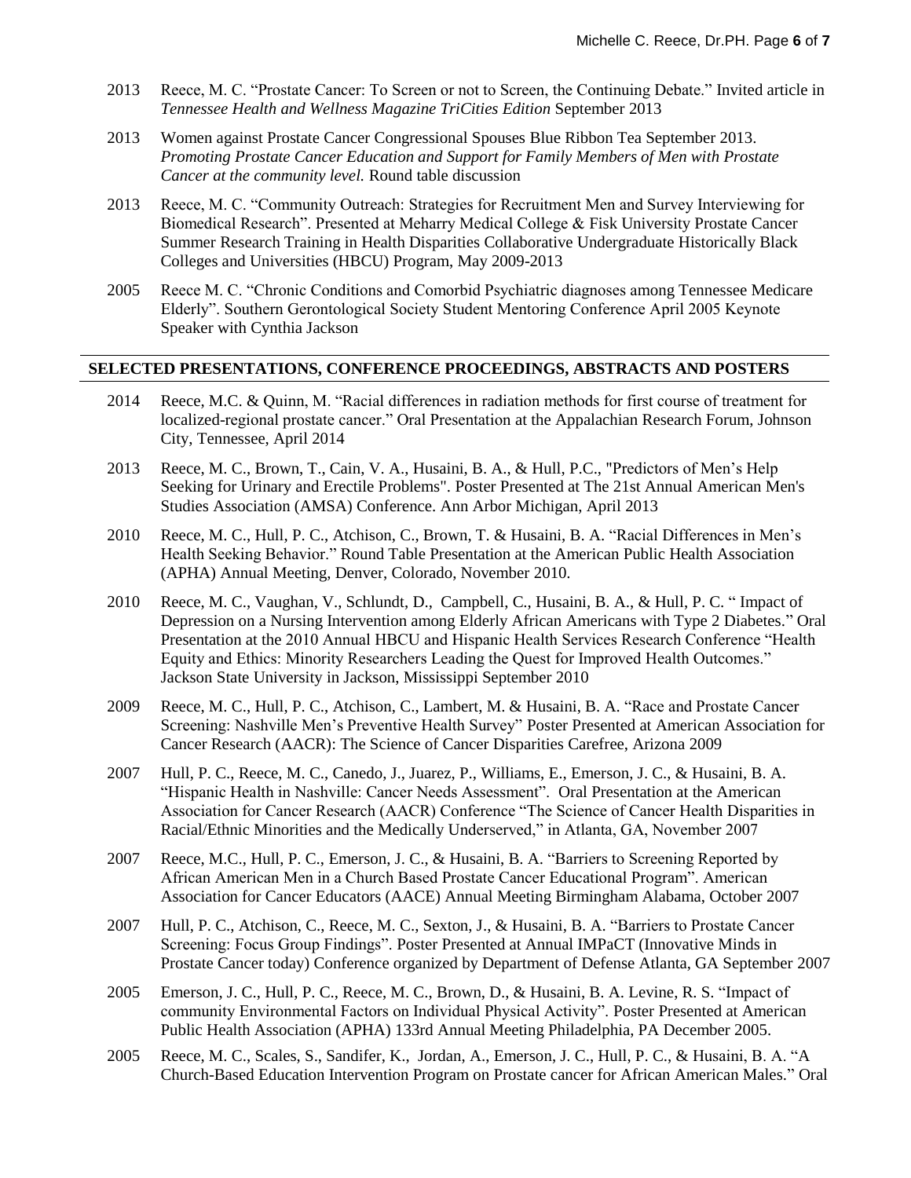2013 Reece, M. C. "Prostate Cancer: To Screen or not to Screen, the Continuing Debate." Invited article in *Tennessee Health and Wellness Magazine TriCities Edition* September 2013

2013 Women against Prostate Cancer Congressional Spouses Blue Ribbon Tea September 2013. *Promoting Prostate Cancer Education and Support for Family Members of Men with Prostate Cancer at the community level.* Round table discussion

2013 Reece, M. C. "Community Outreach: Strategies for Recruitment Men and Survey Interviewing for Biomedical Research". Presented at Meharry Medical College & Fisk University Prostate Cancer Summer Research Training in Health Disparities Collaborative Undergraduate Historically Black Colleges and Universities (HBCU) Program, May 2009-2013

2005 Reece M. C. "Chronic Conditions and Comorbid Psychiatric diagnoses among Tennessee Medicare Elderly". Southern Gerontological Society Student Mentoring Conference April 2005 Keynote Speaker with Cynthia Jackson

## SELECTED PRESENTATIONS, CONFERENCE PROCEEDINGS, ABSTRACTS AND POSTERS

2014 Reece, M.C. & Quinn, M. "Racial differences in radiation methods for first course of treatment for localized-regional prostate cancer." Oral Presentation at the Appalachian Research Forum, Johnson City, Tennessee, April 2014

2013 Reece, M. C., Brown, T., Cain, V. A., Husaini, B. A., & Hull, P.C., "Predictors of Men's Help Seeking for Urinary and Erectile Problems". Poster Presented at The 21st Annual American Men's Studies Association (AMSA) Conference. Ann Arbor Michigan, April 2013

2010 Reece, M. C., Hull, P. C., Atchison, C., Brown, T. & Husaini, B. A. "Racial Differences in Men's Health Seeking Behavior." Round Table Presentation at the American Public Health Association (APHA) Annual Meeting, Denver, Colorado, November 2010.

2010 Reece, M. C., Vaughan, V., Schlundt, D., Campbell, C., Husaini, B. A., & Hull, P. C. " Impact of Depression on a Nursing Intervention among Elderly African Americans with Type 2 Diabetes." Oral Presentation at the 2010 Annual HBCU and Hispanic Health Services Research Conference "Health Equity and Ethics: Minority Researchers Leading the Quest for Improved Health Outcomes." Jackson State University in Jackson, Mississippi September 2010

2009 Reece, M. C., Hull, P. C., Atchison, C., Lambert, M. & Husaini, B. A. "Race and Prostate Cancer Screening: Nashville Men's Preventive Health Survey" Poster Presented at American Association for Cancer Research (AACR): The Science of Cancer Disparities Carefree, Arizona 2009

2007 Hull, P. C., Reece, M. C., Canedo, J., Juarez, P., Williams, E., Emerson, J. C., & Husaini, B. A. "Hispanic Health in Nashville: Cancer Needs Assessment". Oral Presentation at the American Association for Cancer Research (AACR) Conference "The Science of Cancer Health Disparities in Racial/Ethnic Minorities and the Medically Underserved," in Atlanta, GA, November 2007

2007 Reece, M.C., Hull, P. C., Emerson, J. C., & Husaini, B. A. "Barriers to Screening Reported by African American Men in a Church Based Prostate Cancer Educational Program". American Association for Cancer Educators (AACE) Annual Meeting Birmingham Alabama, October 2007

2007 Hull, P. C., Atchison, C., Reece, M. C., Sexton, J., & Husaini, B. A. "Barriers to Prostate Cancer Screening: Focus Group Findings". Poster Presented at Annual IMPaCT (Innovative Minds in Prostate Cancer today) Conference organized by Department of Defense Atlanta, GA September 2007

2005 Emerson, J. C., Hull, P. C., Reece, M. C., Brown, D., & Husaini, B. A. Levine, R. S. "Impact of community Environmental Factors on Individual Physical Activity". Poster Presented at American Public Health Association (APHA) 133rd Annual Meeting Philadelphia, PA December 2005.

2005 Reece, M. C., Scales, S., Sandifer, K., Jordan, A., Emerson, J. C., Hull, P. C., & Husaini, B. A. "A Church-Based Education Intervention Program on Prostate cancer for African American Males." Oral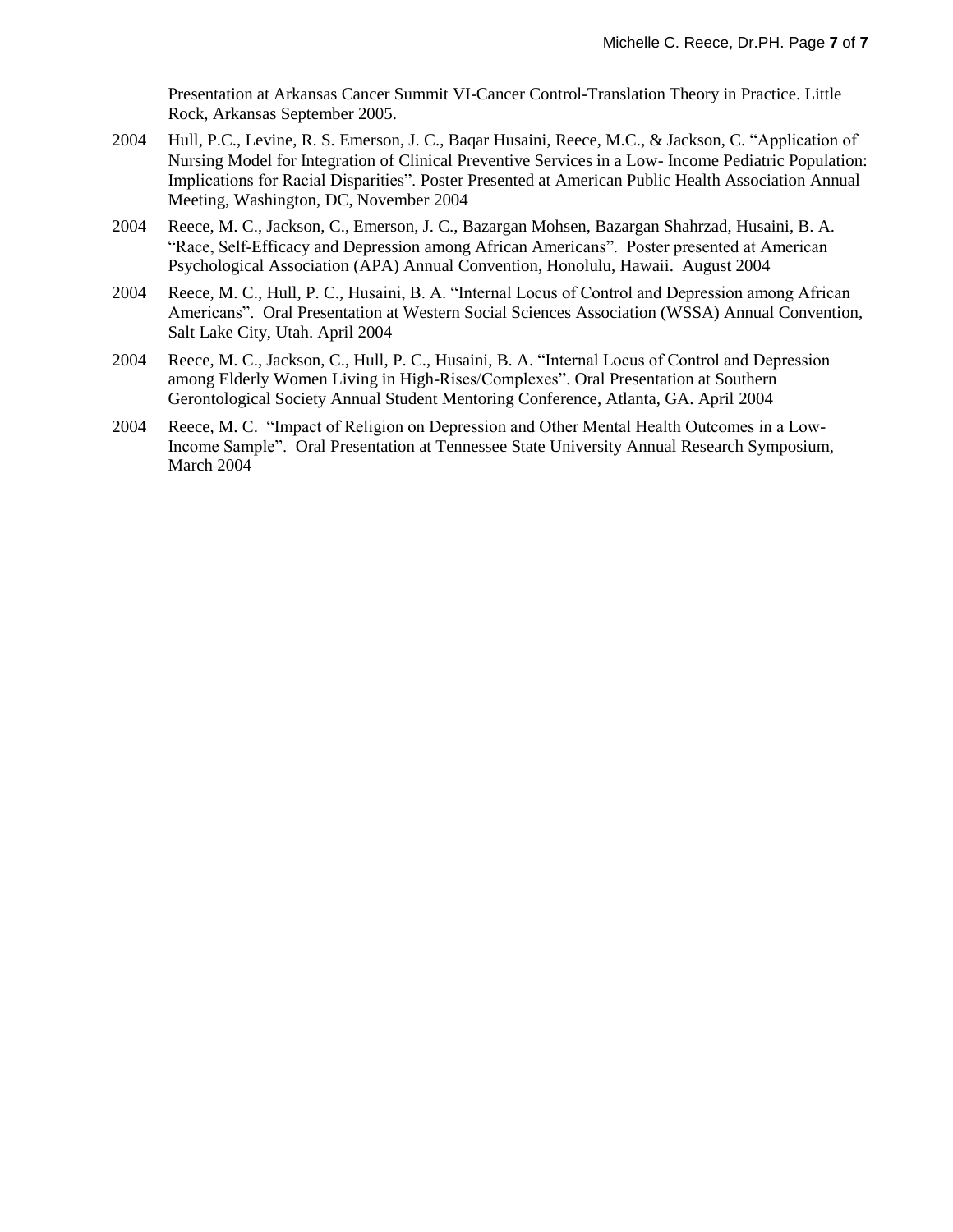Presentation at Arkansas Cancer Summit VI-Cancer Control-Translation Theory in Practice. Little Rock, Arkansas September 2005.

2004 Hull, P.C., Levine, R. S. Emerson, J. C., Baqar Husaini, Reece, M.C., & Jackson, C. "Application of Nursing Model for Integration of Clinical Preventive Services in a Low- Income Pediatric Population: Implications for Racial Disparities". Poster Presented at American Public Health Association Annual Meeting, Washington, DC, November 2004

2004 Reece, M. C., Jackson, C., Emerson, J. C., Bazargan Mohsen, Bazargan Shahrzad, Husaini, B. A. "Race, Self-Efficacy and Depression among African Americans". Poster presented at American Psychological Association (APA) Annual Convention, Honolulu, Hawaii. August 2004

2004 Reece, M. C., Hull, P. C., Husaini, B. A. "Internal Locus of Control and Depression among African Americans". Oral Presentation at Western Social Sciences Association (WSSA) Annual Convention, Salt Lake City, Utah. April 2004

2004 Reece, M. C., Jackson, C., Hull, P. C., Husaini, B. A. "Internal Locus of Control and Depression among Elderly Women Living in High-Rises/Complexes". Oral Presentation at Southern Gerontological Society Annual Student Mentoring Conference, Atlanta, GA. April 2004

2004 Reece, M. C. "Impact of Religion on Depression and Other Mental Health Outcomes in a Low-Income Sample". Oral Presentation at Tennessee State University Annual Research Symposium, March 2004